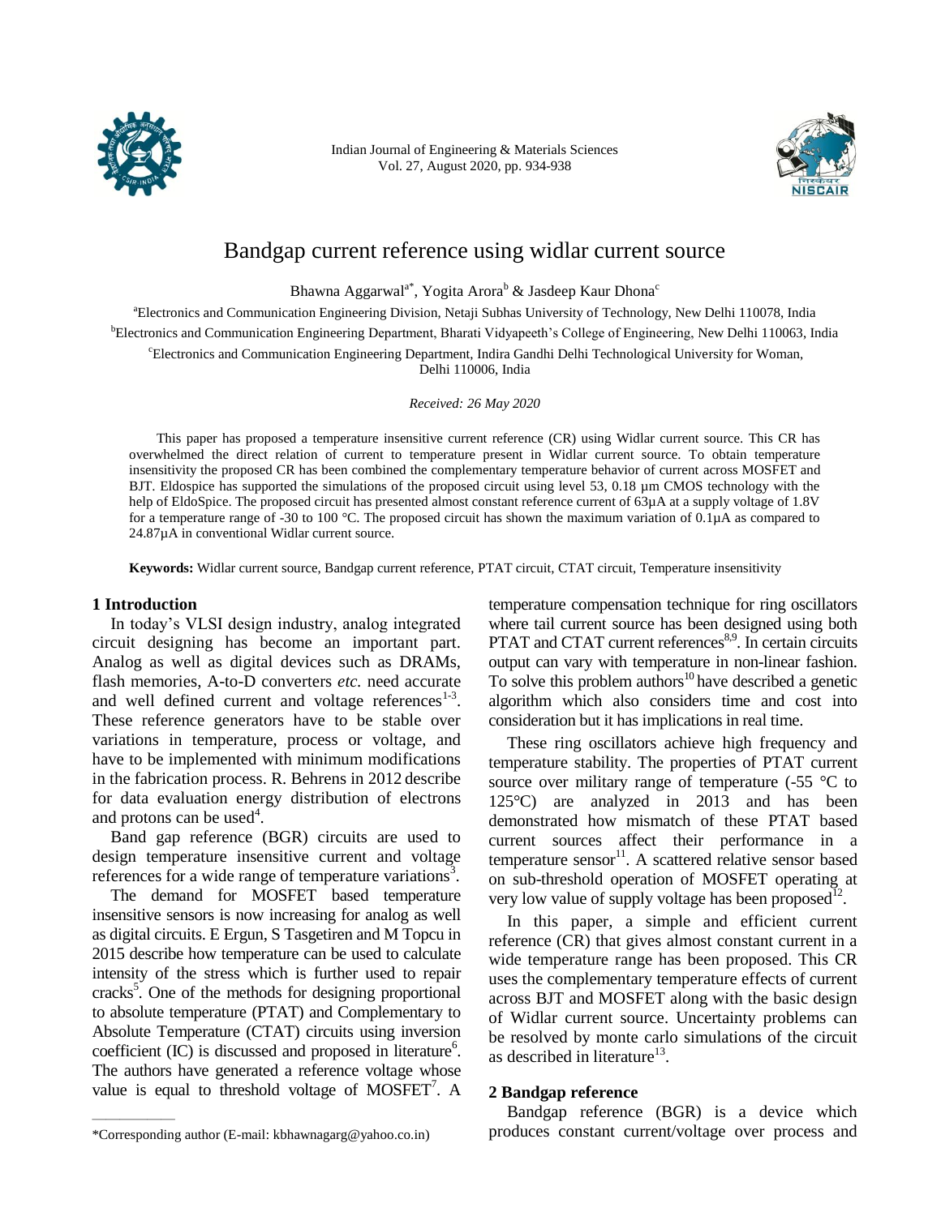# Bandgap current reference using widlar current source

Bhawna Aggarwal[a*], Yogita Arora[b] & Jasdeep Kaur Dhona[c]

[a]Electronics and Communication Engineering Division, Netaji Subhas University of Technology, New Delhi 110078, India

[b]Electronics and Communication Engineering Department, Bharati Vidyapeeth's College of Engineering, New Delhi 110063, India

[c]Electronics and Communication Engineering Department, Indira Gandhi Delhi Technological University for Woman, Delhi 110006, India

*Received: 26 May 2020*

This paper has proposed a temperature insensitive current reference (CR) using Widlar current source. This CR has overwhelmed the direct relation of current to temperature present in Widlar current source. To obtain temperature insensitivity the proposed CR has been combined the complementary temperature behavior of current across MOSFET and BJT. Eldospice has supported the simulations of the proposed circuit using level 53, 0.18 µm CMOS technology with the help of EldoSpice. The proposed circuit has presented almost constant reference current of 63µA at a supply voltage of 1.8V for a temperature range of -30 to 100 °C. The proposed circuit has shown the maximum variation of 0.1µA as compared to 24.87µA in conventional Widlar current source.

**Keywords:** Widlar current source, Bandgap current reference, PTAT circuit, CTAT circuit, Temperature insensitivity

## 1 Introduction

In today's VLSI design industry, analog integrated circuit designing has become an important part. Analog as well as digital devices such as DRAMs, flash memories, A-to-D converters *etc.* need accurate and well defined current and voltage references[1-3]. These reference generators have to be stable over variations in temperature, process or voltage, and have to be implemented with minimum modifications in the fabrication process. R. Behrens in 2012 describe for data evaluation energy distribution of electrons and protons can be used[4].

Band gap reference (BGR) circuits are used to design temperature insensitive current and voltage references for a wide range of temperature variations[3].

The demand for MOSFET based temperature insensitive sensors is now increasing for analog as well as digital circuits. E Ergun, S Tasgetiren and M Topcu in 2015 describe how temperature can be used to calculate intensity of the stress which is further used to repair cracks[5]. One of the methods for designing proportional to absolute temperature (PTAT) and Complementary to Absolute Temperature (CTAT) circuits using inversion coefficient (IC) is discussed and proposed in literature[6]. The authors have generated a reference voltage whose value is equal to threshold voltage of MOSFET[7]. A temperature compensation technique for ring oscillators where tail current source has been designed using both PTAT and CTAT current references[8,9]. In certain circuits output can vary with temperature in non-linear fashion. To solve this problem authors[10] have described a genetic algorithm which also considers time and cost into consideration but it has implications in real time.

These ring oscillators achieve high frequency and temperature stability. The properties of PTAT current source over military range of temperature (-55 °C to 125°C) are analyzed in 2013 and has been demonstrated how mismatch of these PTAT based current sources affect their performance in a temperature sensor[11]. A scattered relative sensor based on sub-threshold operation of MOSFET operating at very low value of supply voltage has been proposed[12].

In this paper, a simple and efficient current reference (CR) that gives almost constant current in a wide temperature range has been proposed. This CR uses the complementary temperature effects of current across BJT and MOSFET along with the basic design of Widlar current source. Uncertainty problems can be resolved by monte carlo simulations of the circuit as described in literature[13].

## 2 Bandgap reference

Bandgap reference (BGR) is a device which produces constant current/voltage over process and

*Corresponding author (E-mail: kbhawnagarg@yahoo.co.in)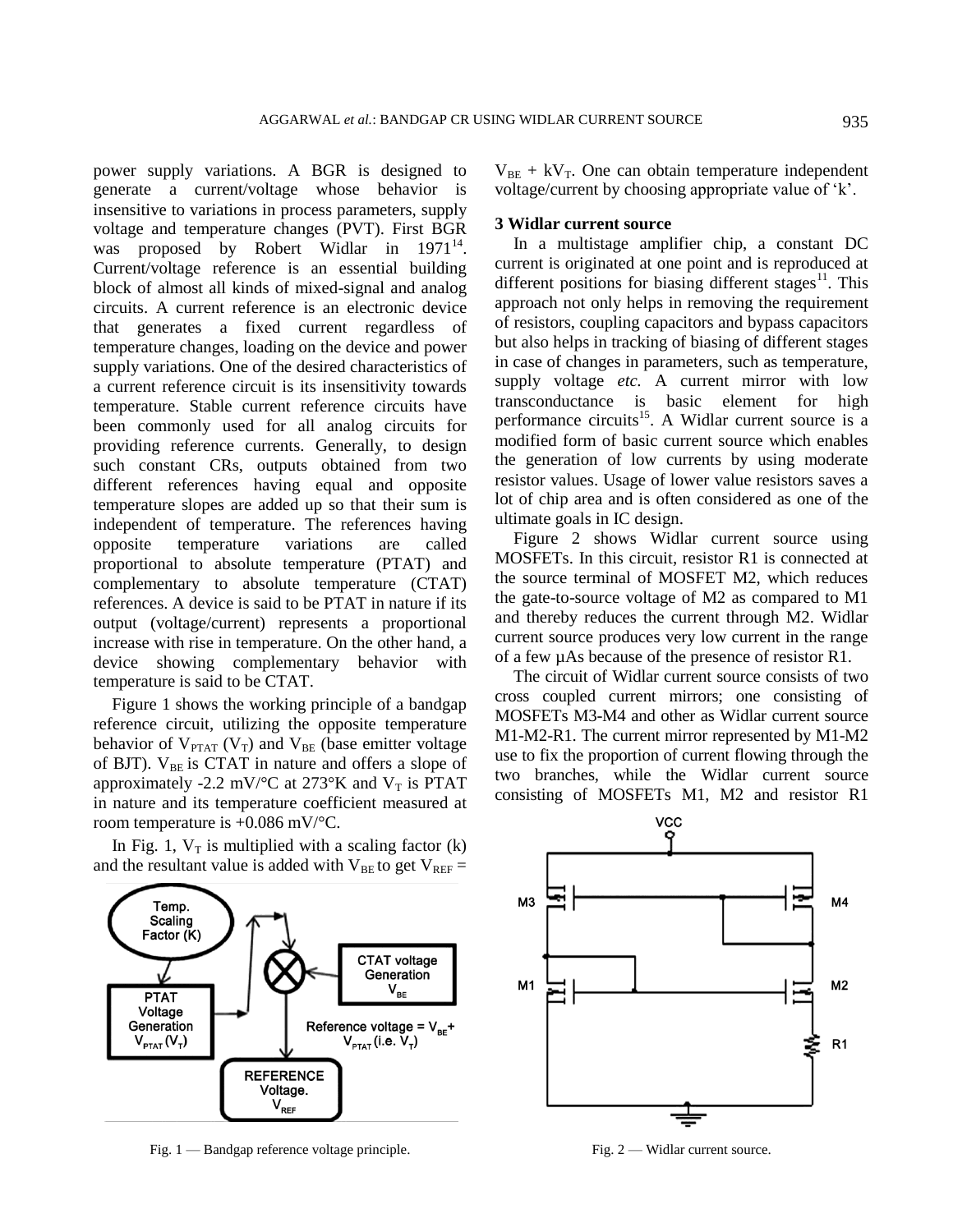power supply variations. A BGR is designed to generate a current/voltage whose behavior is insensitive to variations in process parameters, supply voltage and temperature changes (PVT). First BGR was proposed by Robert Widlar in 1971[14]. Current/voltage reference is an essential building block of almost all kinds of mixed-signal and analog circuits. A current reference is an electronic device that generates a fixed current regardless of temperature changes, loading on the device and power supply variations. One of the desired characteristics of a current reference circuit is its insensitivity towards temperature. Stable current reference circuits have been commonly used for all analog circuits for providing reference currents. Generally, to design such constant CRs, outputs obtained from two different references having equal and opposite temperature slopes are added up so that their sum is independent of temperature. The references having opposite temperature variations are called proportional to absolute temperature (PTAT) and complementary to absolute temperature (CTAT) references. A device is said to be PTAT in nature if its output (voltage/current) represents a proportional increase with rise in temperature. On the other hand, a device showing complementary behavior with temperature is said to be CTAT.

Figure 1 shows the working principle of a bandgap reference circuit, utilizing the opposite temperature behavior of $V_{PTAT}$ ($V_T$) and $V_{BE}$ (base emitter voltage of BJT). $V_{BE}$ is CTAT in nature and offers a slope of approximately -2.2 mV/°C at 273°K and $V_T$ is PTAT in nature and its temperature coefficient measured at room temperature is +0.086 mV/°C.

In Fig. 1, $V_T$ is multiplied with a scaling factor (k) and the resultant value is added with $V_{BE}$ to get $V_{REF} = V_{BE} + kV_T$. One can obtain temperature independent voltage/current by choosing appropriate value of 'k'.

Fig. 1 — Bandgap reference voltage principle.

### 3 Widlar current source

In a multistage amplifier chip, a constant DC current is originated at one point and is reproduced at different positions for biasing different stages[11]. This approach not only helps in removing the requirement of resistors, coupling capacitors and bypass capacitors but also helps in tracking of biasing of different stages in case of changes in parameters, such as temperature, supply voltage *etc.* A current mirror with low transconductance is basic element for high performance circuits[15]. A Widlar current source is a modified form of basic current source which enables the generation of low currents by using moderate resistor values. Usage of lower value resistors saves a lot of chip area and is often considered as one of the ultimate goals in IC design.

Figure 2 shows Widlar current source using MOSFETs. In this circuit, resistor R1 is connected at the source terminal of MOSFET M2, which reduces the gate-to-source voltage of M2 as compared to M1 and thereby reduces the current through M2. Widlar current source produces very low current in the range of a few µAs because of the presence of resistor R1.

The circuit of Widlar current source consists of two cross coupled current mirrors; one consisting of MOSFETs M3-M4 and other as Widlar current source M1-M2-R1. The current mirror represented by M1-M2 use to fix the proportion of current flowing through the two branches, while the Widlar current source consisting of MOSFETs M1, M2 and resistor R1

Fig. 2 — Widlar current source.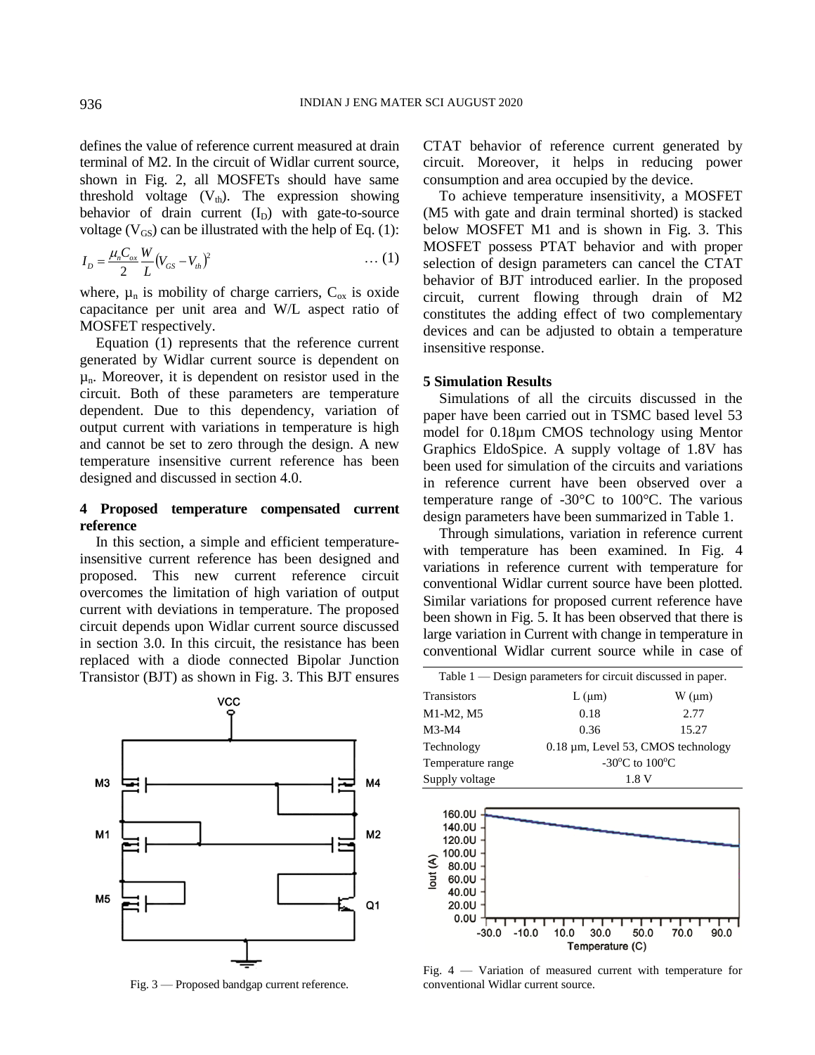defines the value of reference current measured at drain terminal of M2. In the circuit of Widlar current source, shown in Fig. 2, all MOSFETs should have same threshold voltage ($V_{th}$). The expression showing behavior of drain current ($I_D$) with gate-to-source voltage ($V_{GS}$) can be illustrated with the help of Eq. (1):

$$I_D = \frac{\mu_n C_{ox}}{2} \frac{W}{L} (V_{GS} - V_{th})^2 \quad \ldots (1)$$

where, $\mu_n$ is mobility of charge carriers, $C_{ox}$ is oxide capacitance per unit area and W/L aspect ratio of MOSFET respectively.

Equation (1) represents that the reference current generated by Widlar current source is dependent on $\mu_n$. Moreover, it is dependent on resistor used in the circuit. Both of these parameters are temperature dependent. Due to this dependency, variation of output current with variations in temperature is high and cannot be set to zero through the design. A new temperature insensitive current reference has been designed and discussed in section 4.0.

## 4 Proposed temperature compensated current reference

In this section, a simple and efficient temperature-insensitive current reference has been designed and proposed. This new current reference circuit overcomes the limitation of high variation of output current with deviations in temperature. The proposed circuit depends upon Widlar current source discussed in section 3.0. In this circuit, the resistance has been replaced with a diode connected Bipolar Junction Transistor (BJT) as shown in Fig. 3. This BJT ensures CTAT behavior of reference current generated by circuit. Moreover, it helps in reducing power consumption and area occupied by the device.

To achieve temperature insensitivity, a MOSFET (M5 with gate and drain terminal shorted) is stacked below MOSFET M1 and is shown in Fig. 3. This MOSFET possess PTAT behavior and with proper selection of design parameters can cancel the CTAT behavior of BJT introduced earlier. In the proposed circuit, current flowing through drain of M2 constitutes the adding effect of two complementary devices and can be adjusted to obtain a temperature insensitive response.

Fig. 3 — Proposed bandgap current reference.

## 5 Simulation Results

Simulations of all the circuits discussed in the paper have been carried out in TSMC based level 53 model for 0.18µm CMOS technology using Mentor Graphics EldoSpice. A supply voltage of 1.8V has been used for simulation of the circuits and variations in reference current have been observed over a temperature range of -30°C to 100°C. The various design parameters have been summarized in Table 1.

Through simulations, variation in reference current with temperature has been examined. In Fig. 4 variations in reference current with temperature for conventional Widlar current source have been plotted. Similar variations for proposed current reference have been shown in Fig. 5. It has been observed that there is large variation in Current with change in temperature in conventional Widlar current source while in case of

Table 1 — Design parameters for circuit discussed in paper.

| Transistors | L (µm) | W (µm) |
|---|---|---|
| M1-M2, M5 | 0.18 | 2.77 |
| M3-M4 | 0.36 | 15.27 |
| Technology | 0.18 µm, Level 53, CMOS technology | |
| Temperature range | -30°C to 100°C | |
| Supply voltage | 1.8 V | |

Fig. 4 — Variation of measured current with temperature for conventional Widlar current source.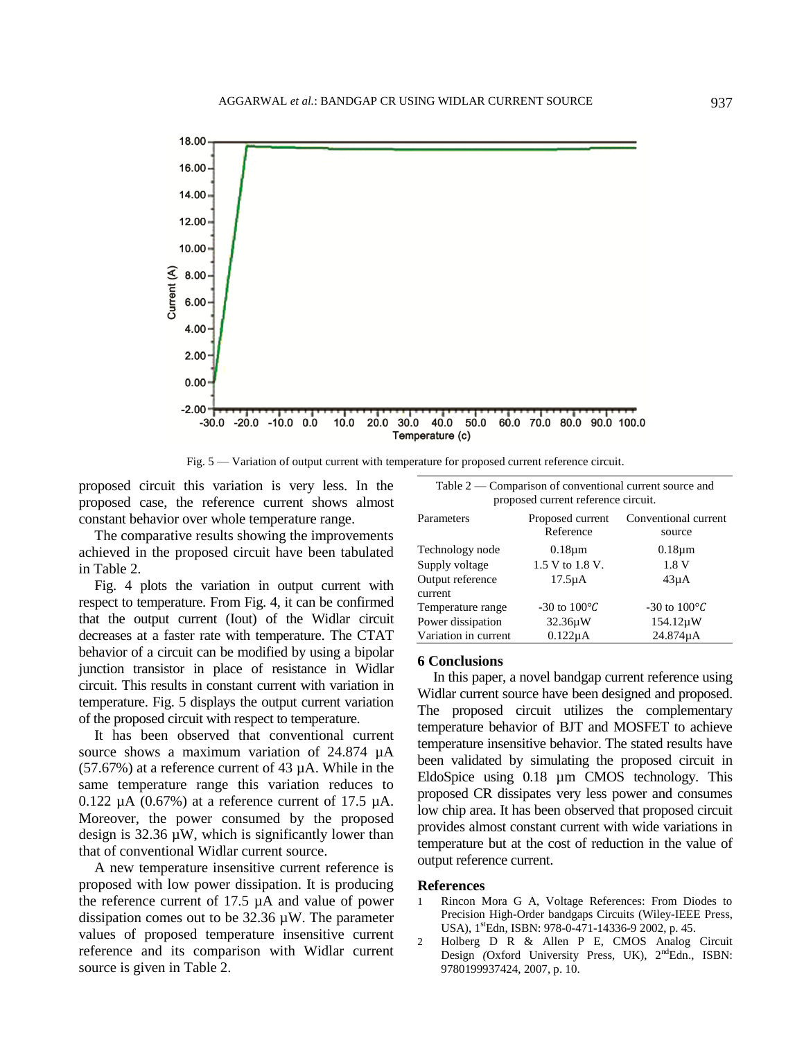Fig. 5 — Variation of output current with temperature for proposed current reference circuit.

proposed circuit this variation is very less. In the proposed case, the reference current shows almost constant behavior over whole temperature range.

The comparative results showing the improvements achieved in the proposed circuit have been tabulated in Table 2.

Fig. 4 plots the variation in output current with respect to temperature. From Fig. 4, it can be confirmed that the output current (Iout) of the Widlar circuit decreases at a faster rate with temperature. The CTAT behavior of a circuit can be modified by using a bipolar junction transistor in place of resistance in Widlar circuit. This results in constant current with variation in temperature. Fig. 5 displays the output current variation of the proposed circuit with respect to temperature.

It has been observed that conventional current source shows a maximum variation of 24.874 µA (57.67%) at a reference current of 43 µA. While in the same temperature range this variation reduces to 0.122 µA (0.67%) at a reference current of 17.5 µA. Moreover, the power consumed by the proposed design is 32.36 µW, which is significantly lower than that of conventional Widlar current source.

A new temperature insensitive current reference is proposed with low power dissipation. It is producing the reference current of 17.5 µA and value of power dissipation comes out to be 32.36 µW. The parameter values of proposed temperature insensitive current reference and its comparison with Widlar current source is given in Table 2.

Table 2 — Comparison of conventional current source and proposed current reference circuit.

| Parameters | Proposed current Reference | Conventional current source |
|---|---|---|
| Technology node | 0.18µm | 0.18µm |
| Supply voltage | 1.5 V to 1.8 V. | 1.8 V |
| Output reference current | 17.5µA | 43µA |
| Temperature range | -30 to 100°C | -30 to 100°C |
| Power dissipation | 32.36µW | 154.12µW |
| Variation in current | 0.122µA | 24.874µA |

## 6 Conclusions

In this paper, a novel bandgap current reference using Widlar current source have been designed and proposed. The proposed circuit utilizes the complementary temperature behavior of BJT and MOSFET to achieve temperature insensitive behavior. The stated results have been validated by simulating the proposed circuit in EldoSpice using 0.18 µm CMOS technology. This proposed CR dissipates very less power and consumes low chip area. It has been observed that proposed circuit provides almost constant current with wide variations in temperature but at the cost of reduction in the value of output reference current.

## References

1. Rincon Mora G A, Voltage References: From Diodes to Precision High-Order bandgaps Circuits (Wiley-IEEE Press, USA), 1stEdn, ISBN: 978-0-471-14336-9 2002, p. 45.
2. Holberg D R & Allen P E, CMOS Analog Circuit Design (Oxford University Press, UK), 2ndEdn., ISBN: 9780199937424, 2007, p. 10.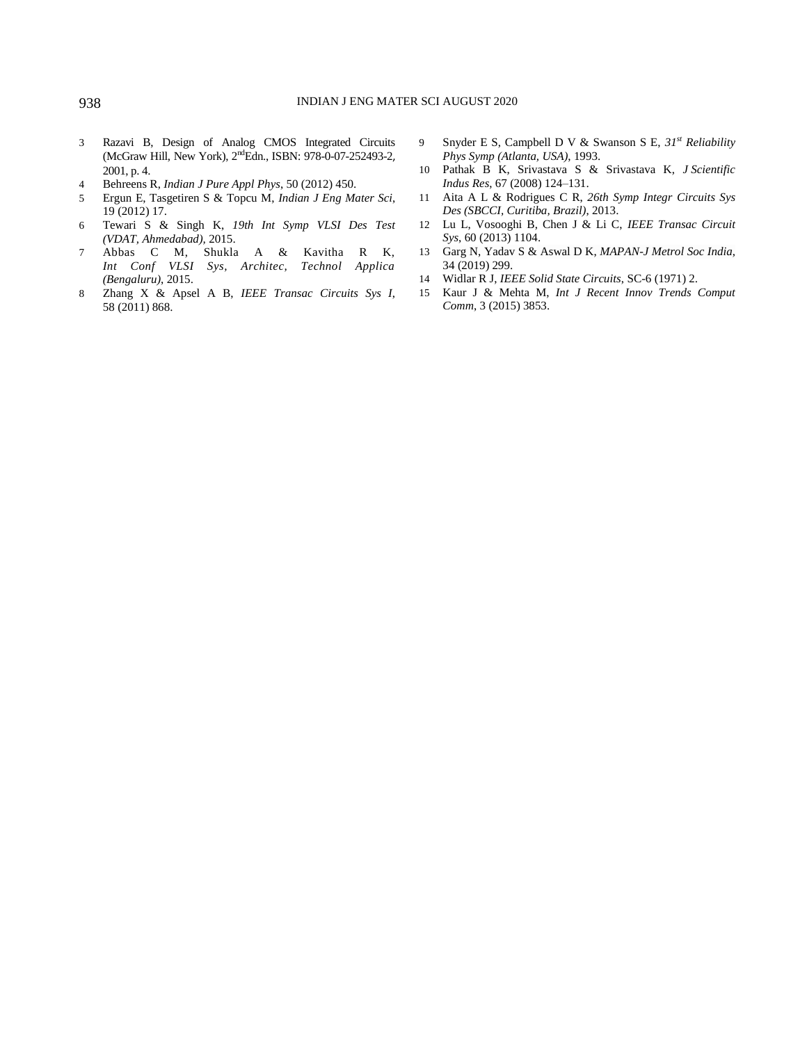3 Razavi B, Design of Analog CMOS Integrated Circuits (McGraw Hill, New York), 2nd Edn., ISBN: 978-0-07-252493-2, 2001, p. 4.

4 Behreens R, *Indian J Pure Appl Phys*, 50 (2012) 450.

5 Ergun E, Tasgetiren S & Topcu M, *Indian J Eng Mater Sci*, 19 (2012) 17.

6 Tewari S & Singh K, *19th Int Symp VLSI Des Test (VDAT, Ahmedabad)*, 2015.

7 Abbas C M, Shukla A & Kavitha R K, *Int Conf VLSI Sys, Architec, Technol Applica (Bengaluru)*, 2015.

8 Zhang X & Apsel A B, *IEEE Transac Circuits Sys I*, 58 (2011) 868.

9 Snyder E S, Campbell D V & Swanson S E, *31st Reliability Phys Symp (Atlanta, USA)*, 1993.

10 Pathak B K, Srivastava S & Srivastava K, *J Scientific Indus Res*, 67 (2008) 124–131.

11 Aita A L & Rodrigues C R, *26th Symp Integr Circuits Sys Des (SBCCI, Curitiba, Brazil)*, 2013.

12 Lu L, Vosooghi B, Chen J & Li C, *IEEE Transac Circuit Sys*, 60 (2013) 1104.

13 Garg N, Yadav S & Aswal D K, *MAPAN-J Metrol Soc India*, 34 (2019) 299.

14 Widlar R J, *IEEE Solid State Circuits*, SC-6 (1971) 2.

15 Kaur J & Mehta M, *Int J Recent Innov Trends Comput Comm*, 3 (2015) 3853.